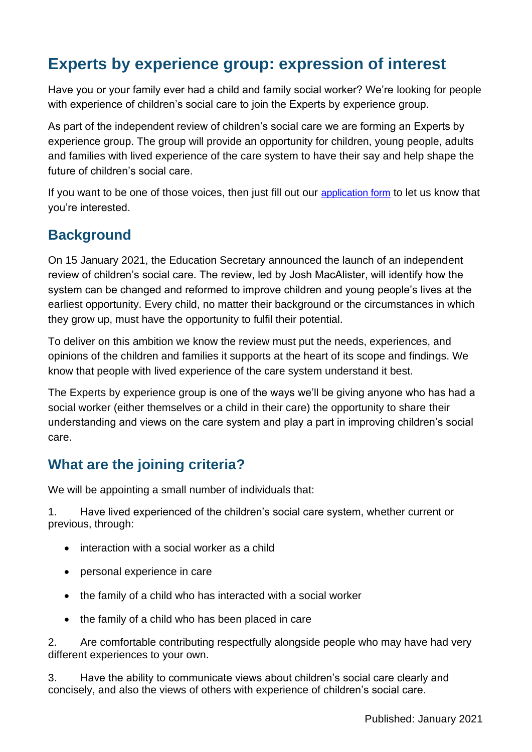# Experts by experience group: expression of interest

Have you or your family ever had a child and family social worker? We're looking for people with experience of children's social care to join the Experts by experience group.

As part of the independent review of children's social care we are forming an Experts by experience group. The group will provide an opportunity for children, young people, adults and families with lived experience of the care system to have their say and help shape the future of children's social care.

If you want to be one of those voices, then just fill out our application form to let us know that you're interested.

## Background

On 15 January 2021, the Education Secretary announced the launch of an independent review of children's social care. The review, led by Josh MacAlister, will identify how the system can be changed and reformed to improve children and young people's lives at the earliest opportunity. Every child, no matter their background or the circumstances in which they grow up, must have the opportunity to fulfil their potential.

To deliver on this ambition we know the review must put the needs, experiences, and opinions of the children and families it supports at the heart of its scope and findings. We know that people with lived experience of the care system understand it best.

The Experts by experience group is one of the ways we'll be giving anyone who has had a social worker (either themselves or a child in their care) the opportunity to share their understanding and views on the care system and play a part in improving children's social care.

## What are the joining criteria?

We will be appointing a small number of individuals that:

1. Have lived experienced of the children's social care system, whether current or previous, through:

   - interaction with a social worker as a child
   - personal experience in care
   - the family of a child who has interacted with a social worker
   - the family of a child who has been placed in care

2. Are comfortable contributing respectfully alongside people who may have had very different experiences to your own.

3. Have the ability to communicate views about children's social care clearly and concisely, and also the views of others with experience of children's social care.

Published: January 2021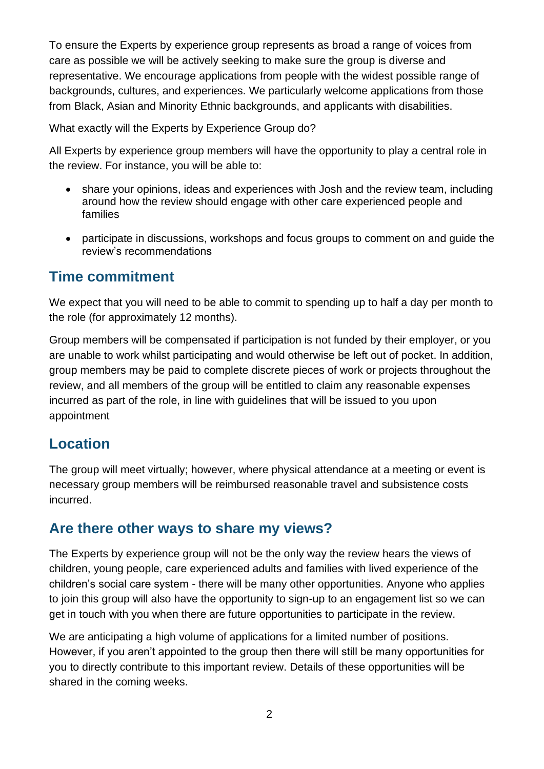To ensure the Experts by experience group represents as broad a range of voices from care as possible we will be actively seeking to make sure the group is diverse and representative. We encourage applications from people with the widest possible range of backgrounds, cultures, and experiences. We particularly welcome applications from those from Black, Asian and Minority Ethnic backgrounds, and applicants with disabilities.

What exactly will the Experts by Experience Group do?

All Experts by experience group members will have the opportunity to play a central role in the review. For instance, you will be able to:

- share your opinions, ideas and experiences with Josh and the review team, including around how the review should engage with other care experienced people and families
- participate in discussions, workshops and focus groups to comment on and guide the review's recommendations

## Time commitment

We expect that you will need to be able to commit to spending up to half a day per month to the role (for approximately 12 months).

Group members will be compensated if participation is not funded by their employer, or you are unable to work whilst participating and would otherwise be left out of pocket. In addition, group members may be paid to complete discrete pieces of work or projects throughout the review, and all members of the group will be entitled to claim any reasonable expenses incurred as part of the role, in line with guidelines that will be issued to you upon appointment

## Location

The group will meet virtually; however, where physical attendance at a meeting or event is necessary group members will be reimbursed reasonable travel and subsistence costs incurred.

## Are there other ways to share my views?

The Experts by experience group will not be the only way the review hears the views of children, young people, care experienced adults and families with lived experience of the children's social care system - there will be many other opportunities. Anyone who applies to join this group will also have the opportunity to sign-up to an engagement list so we can get in touch with you when there are future opportunities to participate in the review.

We are anticipating a high volume of applications for a limited number of positions. However, if you aren't appointed to the group then there will still be many opportunities for you to directly contribute to this important review. Details of these opportunities will be shared in the coming weeks.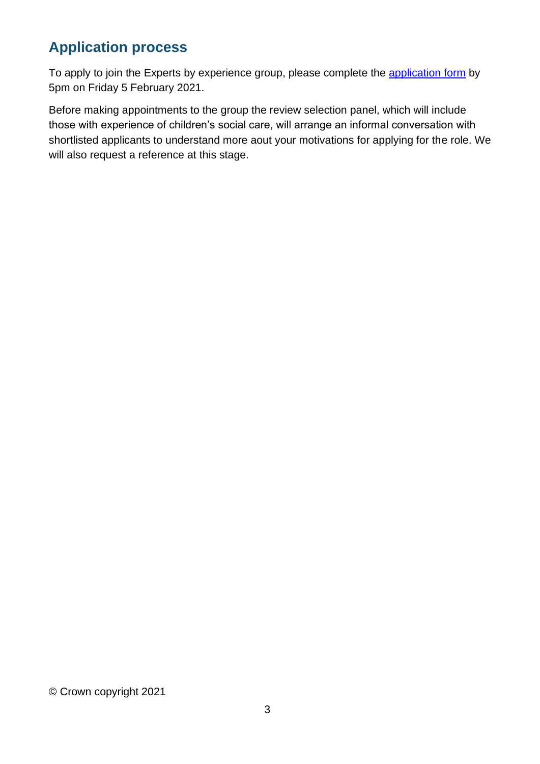## Application process

To apply to join the Experts by experience group, please complete the application form by 5pm on Friday 5 February 2021.

Before making appointments to the group the review selection panel, which will include those with experience of children's social care, will arrange an informal conversation with shortlisted applicants to understand more aout your motivations for applying for the role. We will also request a reference at this stage.

© Crown copyright 2021